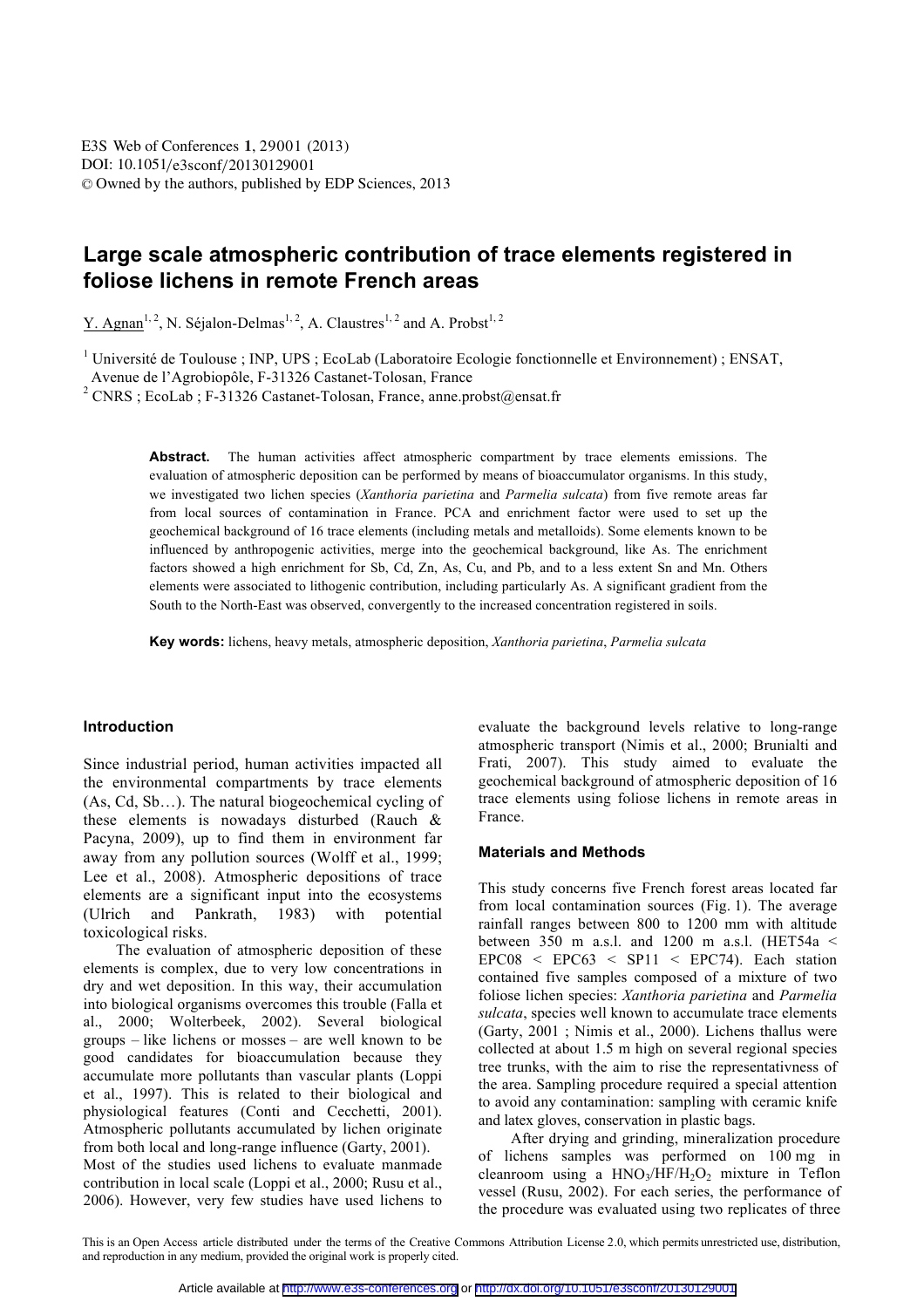# Large scale atmospheric contribution of trace elements registered in foliose lichens in remote French areas

Y. Agnan[1, 2], N. Séjalon-Delmas[1, 2], A. Claustres[1, 2] and A. Probst[1, 2]

[1] Université de Toulouse ; INP, UPS ; EcoLab (Laboratoire Ecologie fonctionnelle et Environnement) ; ENSAT, Avenue de l'Agrobiopôle, F-31326 Castanet-Tolosan, France

[2] CNRS ; EcoLab ; F-31326 Castanet-Tolosan, France, anne.probst@ensat.fr

**Abstract.** The human activities affect atmospheric compartment by trace elements emissions. The evaluation of atmospheric deposition can be performed by means of bioaccumulator organisms. In this study, we investigated two lichen species (*Xanthoria parietina* and *Parmelia sulcata*) from five remote areas far from local sources of contamination in France. PCA and enrichment factor were used to set up the geochemical background of 16 trace elements (including metals and metalloids). Some elements known to be influenced by anthropogenic activities, merge into the geochemical background, like As. The enrichment factors showed a high enrichment for Sb, Cd, Zn, As, Cu, and Pb, and to a less extent Sn and Mn. Others elements were associated to lithogenic contribution, including particularly As. A significant gradient from the South to the North-East was observed, convergently to the increased concentration registered in soils.

**Key words:** lichens, heavy metals, atmospheric deposition, *Xanthoria parietina*, *Parmelia sulcata*

## Introduction

Since industrial period, human activities impacted all the environmental compartments by trace elements (As, Cd, Sb…). The natural biogeochemical cycling of these elements is nowadays disturbed (Rauch & Pacyna, 2009), up to find them in environment far away from any pollution sources (Wolff et al., 1999; Lee et al., 2008). Atmospheric depositions of trace elements are a significant input into the ecosystems (Ulrich and Pankrath, 1983) with potential toxicological risks.

The evaluation of atmospheric deposition of these elements is complex, due to very low concentrations in dry and wet deposition. In this way, their accumulation into biological organisms overcomes this trouble (Falla et al., 2000; Wolterbeek, 2002). Several biological groups – like lichens or mosses – are well known to be good candidates for bioaccumulation because they accumulate more pollutants than vascular plants (Loppi et al., 1997). This is related to their biological and physiological features (Conti and Cecchetti, 2001). Atmospheric pollutants accumulated by lichen originate from both local and long-range influence (Garty, 2001).

Most of the studies used lichens to evaluate manmade contribution in local scale (Loppi et al., 2000; Rusu et al., 2006). However, very few studies have used lichens to evaluate the background levels relative to long-range atmospheric transport (Nimis et al., 2000; Brunialti and Frati, 2007). This study aimed to evaluate the geochemical background of atmospheric deposition of 16 trace elements using foliose lichens in remote areas in France.

## Materials and Methods

This study concerns five French forest areas located far from local contamination sources (Fig. 1). The average rainfall ranges between 800 to 1200 mm with altitude between 350 m a.s.l. and 1200 m a.s.l. (HET54a < EPC08 < EPC63 < SP11 < EPC74). Each station contained five samples composed of a mixture of two foliose lichen species: *Xanthoria parietina* and *Parmelia sulcata*, species well known to accumulate trace elements (Garty, 2001 ; Nimis et al., 2000). Lichens thallus were collected at about 1.5 m high on several regional species tree trunks, with the aim to rise the representativness of the area. Sampling procedure required a special attention to avoid any contamination: sampling with ceramic knife and latex gloves, conservation in plastic bags.

After drying and grinding, mineralization procedure of lichens samples was performed on 100 mg in cleanroom using a $HNO_3/HF/H_2O_2$ mixture in Teflon vessel (Rusu, 2002). For each series, the performance of the procedure was evaluated using two replicates of three

This is an Open Access article distributed under the terms of the Creative Commons Attribution License 2.0, which permits unrestricted use, distribution, and reproduction in any medium, provided the original work is properly cited.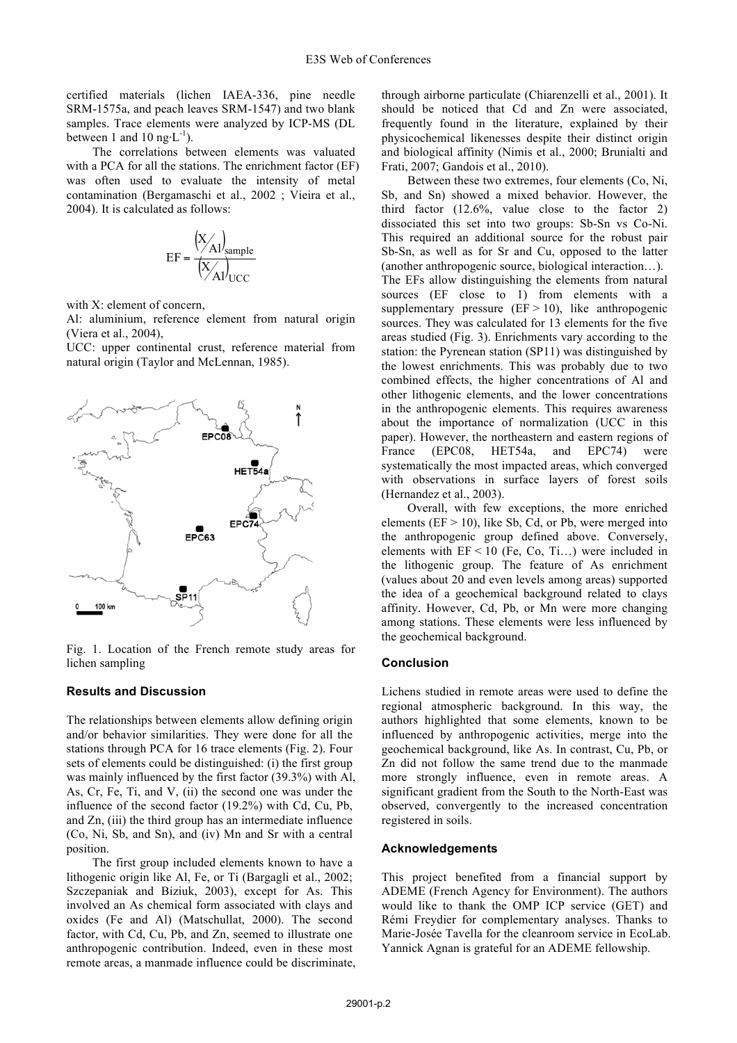certified materials (lichen IAEA-336, pine needle SRM-1575a, and peach leaves SRM-1547) and two blank samples. Trace elements were analyzed by ICP-MS (DL between 1 and 10 $ng \cdot L^{-1}$).

The correlations between elements was valuated with a PCA for all the stations. The enrichment factor (EF) was often used to evaluate the intensity of metal contamination (Bergamaschi et al., 2002 ; Vieira et al., 2004). It is calculated as follows:

$$EF = \frac{\left(X/Al\right)_{sample}}{\left(X/Al\right)_{UCC}}$$

with X: element of concern,

Al: aluminium, reference element from natural origin (Viera et al., 2004),

UCC: upper continental crust, reference material from natural origin (Taylor and McLennan, 1985).

Fig. 1. Location of the French remote study areas for lichen sampling

## Results and Discussion

The relationships between elements allow defining origin and/or behavior similarities. They were done for all the stations through PCA for 16 trace elements (Fig. 2). Four sets of elements could be distinguished: (i) the first group was mainly influenced by the first factor (39.3%) with Al, As, Cr, Fe, Ti, and V, (ii) the second one was under the influence of the second factor (19.2%) with Cd, Cu, Pb, and Zn, (iii) the third group has an intermediate influence (Co, Ni, Sb, and Sn), and (iv) Mn and Sr with a central position.

The first group included elements known to have a lithogenic origin like Al, Fe, or Ti (Bargagli et al., 2002; Szczepaniak and Biziuk, 2003), except for As. This involved an As chemical form associated with clays and oxides (Fe and Al) (Matschullat, 2000). The second factor, with Cd, Cu, Pb, and Zn, seemed to illustrate one anthropogenic contribution. Indeed, even in these most remote areas, a manmade influence could be discriminate, through airborne particulate (Chiarenzelli et al., 2001). It should be noticed that Cd and Zn were associated, frequently found in the literature, explained by their physicochemical likenesses despite their distinct origin and biological affinity (Nimis et al., 2000; Brunialti and Frati, 2007; Gandois et al., 2010).

Between these two extremes, four elements (Co, Ni, Sb, and Sn) showed a mixed behavior. However, the third factor (12.6%, value close to the factor 2) dissociated this set into two groups: Sb-Sn vs Co-Ni. This required an additional source for the robust pair Sb-Sn, as well as for Sr and Cu, opposed to the latter (another anthropogenic source, biological interaction…). The EFs allow distinguishing the elements from natural sources (EF close to 1) from elements with a supplementary pressure (EF > 10), like anthropogenic sources. They was calculated for 13 elements for the five areas studied (Fig. 3). Enrichments vary according to the station: the Pyrenean station (SP11) was distinguished by the lowest enrichments. This was probably due to two combined effects, the higher concentrations of Al and other lithogenic elements, and the lower concentrations in the anthropogenic elements. This requires awareness about the importance of normalization (UCC in this paper). However, the northeastern and eastern regions of France (EPC08, HET54a, and EPC74) were systematically the most impacted areas, which converged with observations in surface layers of forest soils (Hernandez et al., 2003).

Overall, with few exceptions, the more enriched elements (EF > 10), like Sb, Cd, or Pb, were merged into the anthropogenic group defined above. Conversely, elements with EF < 10 (Fe, Co, Ti…) were included in the lithogenic group. The feature of As enrichment (values about 20 and even levels among areas) supported the idea of a geochemical background related to clays affinity. However, Cd, Pb, or Mn were more changing among stations. These elements were less influenced by the geochemical background.

## Conclusion

Lichens studied in remote areas were used to define the regional atmospheric background. In this way, the authors highlighted that some elements, known to be influenced by anthropogenic activities, merge into the geochemical background, like As. In contrast, Cu, Pb, or Zn did not follow the same trend due to the manmade more strongly influence, even in remote areas. A significant gradient from the South to the North-East was observed, convergently to the increased concentration registered in soils.

## Acknowledgements

This project benefited from a financial support by ADEME (French Agency for Environment). The authors would like to thank the OMP ICP service (GET) and Rémi Freydier for complementary analyses. Thanks to Marie-Josée Tavella for the cleanroom service in EcoLab. Yannick Agnan is grateful for an ADEME fellowship.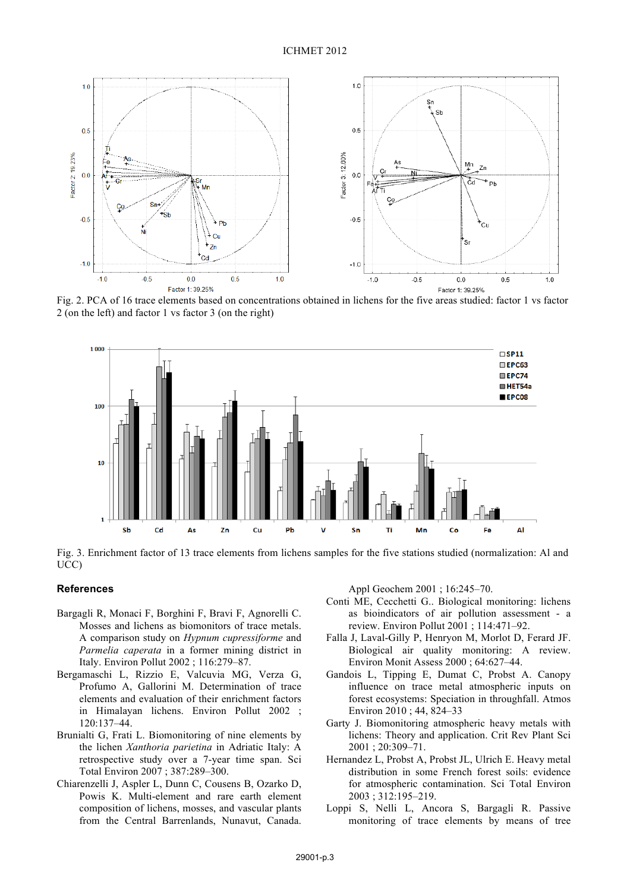Fig. 2. PCA of 16 trace elements based on concentrations obtained in lichens for the five areas studied: factor 1 vs factor 2 (on the left) and factor 1 vs factor 3 (on the right)

Fig. 3. Enrichment factor of 13 trace elements from lichens samples for the five stations studied (normalization: Al and UCC)

## References

Bargagli R, Monaci F, Borghini F, Bravi F, Agnorelli C. Mosses and lichens as biomonitors of trace metals. A comparison study on *Hypnum cupressiforme* and *Parmelia caperata* in a former mining district in Italy. Environ Pollut 2002 ; 116:279–87.

Bergamaschi L, Rizzio E, Valcuvia MG, Verza G, Profumo A, Gallorini M. Determination of trace elements and evaluation of their enrichment factors in Himalayan lichens. Environ Pollut 2002 ; 120:137–44.

Brunialti G, Frati L. Biomonitoring of nine elements by the lichen *Xanthoria parietina* in Adriatic Italy: A retrospective study over a 7-year time span. Sci Total Environ 2007 ; 387:289–300.

Chiarenzelli J, Aspler L, Dunn C, Cousens B, Ozarko D, Powis K. Multi-element and rare earth element composition of lichens, mosses, and vascular plants from the Central Barrenlands, Nunavut, Canada. Appl Geochem 2001 ; 16:245–70.

Conti ME, Cecchetti G.. Biological monitoring: lichens as bioindicators of air pollution assessment - a review. Environ Pollut 2001 ; 114:471–92.

Falla J, Laval-Gilly P, Henryon M, Morlot D, Ferard JF. Biological air quality monitoring: A review. Environ Monit Assess 2000 ; 64:627–44.

Gandois L, Tipping E, Dumat C, Probst A. Canopy influence on trace metal atmospheric inputs on forest ecosystems: Speciation in throughfall. Atmos Environ 2010 ; 44, 824–33

Garty J. Biomonitoring atmospheric heavy metals with lichens: Theory and application. Crit Rev Plant Sci 2001 ; 20:309–71.

Hernandez L, Probst A, Probst JL, Ulrich E. Heavy metal distribution in some French forest soils: evidence for atmospheric contamination. Sci Total Environ 2003 ; 312:195–219.

Loppi S, Nelli L, Ancora S, Bargagli R. Passive monitoring of trace elements by means of tree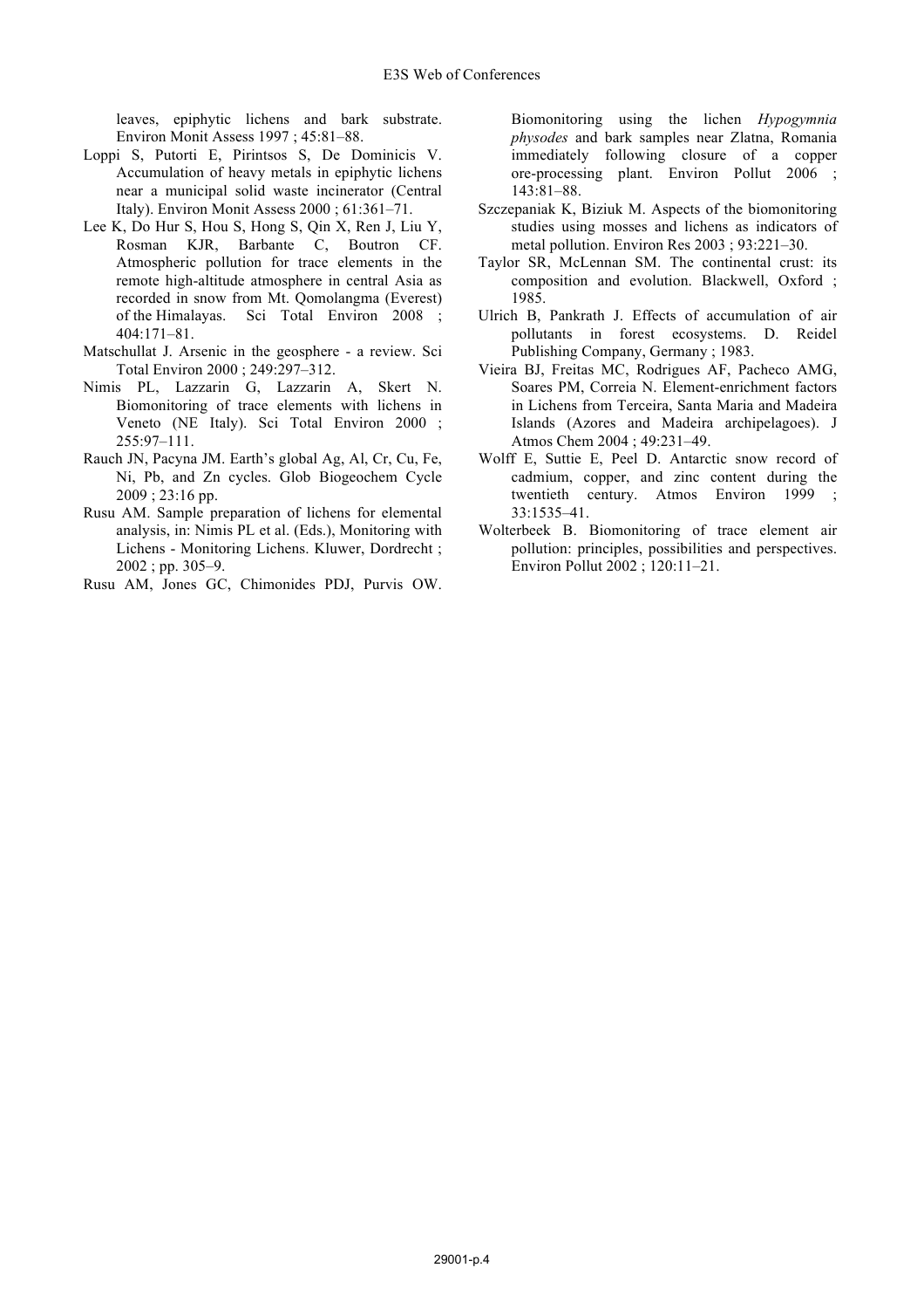leaves, epiphytic lichens and bark substrate. Environ Monit Assess 1997 ; 45:81–88.

Loppi S, Putorti E, Pirintsos S, De Dominicis V. Accumulation of heavy metals in epiphytic lichens near a municipal solid waste incinerator (Central Italy). Environ Monit Assess 2000 ; 61:361–71.

Lee K, Do Hur S, Hou S, Hong S, Qin X, Ren J, Liu Y, Rosman KJR, Barbante C, Boutron CF. Atmospheric pollution for trace elements in the remote high-altitude atmosphere in central Asia as recorded in snow from Mt. Qomolangma (Everest) of the Himalayas. Sci Total Environ 2008 ; 404:171–81.

Matschullat J. Arsenic in the geosphere - a review. Sci Total Environ 2000 ; 249:297–312.

Nimis PL, Lazzarin G, Lazzarin A, Skert N. Biomonitoring of trace elements with lichens in Veneto (NE Italy). Sci Total Environ 2000 ; 255:97–111.

Rauch JN, Pacyna JM. Earth's global Ag, Al, Cr, Cu, Fe, Ni, Pb, and Zn cycles. Glob Biogeochem Cycle 2009 ; 23:16 pp.

Rusu AM. Sample preparation of lichens for elemental analysis, in: Nimis PL et al. (Eds.), Monitoring with Lichens - Monitoring Lichens. Kluwer, Dordrecht ; 2002 ; pp. 305–9.

Rusu AM, Jones GC, Chimonides PDJ, Purvis OW. Biomonitoring using the lichen *Hypogymnia physodes* and bark samples near Zlatna, Romania immediately following closure of a copper ore-processing plant. Environ Pollut 2006 ; 143:81–88.

Szczepaniak K, Biziuk M. Aspects of the biomonitoring studies using mosses and lichens as indicators of metal pollution. Environ Res 2003 ; 93:221–30.

Taylor SR, McLennan SM. The continental crust: its composition and evolution. Blackwell, Oxford ; 1985.

Ulrich B, Pankrath J. Effects of accumulation of air pollutants in forest ecosystems. D. Reidel Publishing Company, Germany ; 1983.

Vieira BJ, Freitas MC, Rodrigues AF, Pacheco AMG, Soares PM, Correia N. Element-enrichment factors in Lichens from Terceira, Santa Maria and Madeira Islands (Azores and Madeira archipelagoes). J Atmos Chem 2004 ; 49:231–49.

Wolff E, Suttie E, Peel D. Antarctic snow record of cadmium, copper, and zinc content during the twentieth century. Atmos Environ 1999 ; 33:1535–41.

Wolterbeek B. Biomonitoring of trace element air pollution: principles, possibilities and perspectives. Environ Pollut 2002 ; 120:11–21.